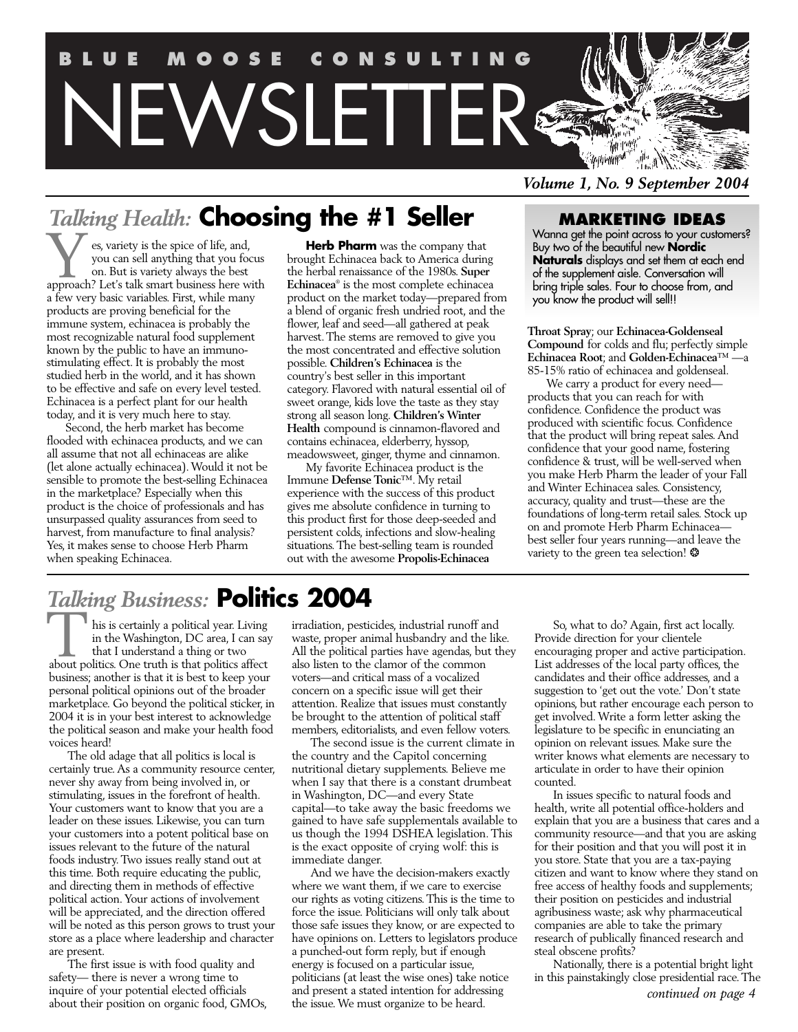# BLUE MOOSE CONSULTING NEWSLETTER

*Volume 1, No. 9 September 2004*

## *Talking Health:* Choosing the #1 Seller

Yes, variety is the spice of life, and, you can sell anything that you focus on. But is variety always the best approach? Let's talk smart business here with a few very basic variables. First, while many products are proving beneficial for the immune system, echinacea is probably the most recognizable natural food supplement known by the public to have an immuno-stimulating effect. It is probably the most studied herb in the world, and it has shown to be effective and safe on every level tested. Echinacea is a perfect plant for our health today, and it is very much here to stay.

Second, the herb market has become flooded with echinacea products, and we can all assume that not all echinaceas are alike (let alone actually echinacea). Would it not be sensible to promote the best-selling Echinacea in the marketplace? Especially when this product is the choice of professionals and has unsurpassed quality assurances from seed to harvest, from manufacture to final analysis? Yes, it makes sense to choose Herb Pharm when speaking Echinacea.

**Herb Pharm** was the company that brought Echinacea back to America during the herbal renaissance of the 1980s. **Super Echinacea**® is the most complete echinacea product on the market today—prepared from a blend of organic fresh undried root, and the flower, leaf and seed—all gathered at peak harvest. The stems are removed to give you the most concentrated and effective solution possible. **Children's Echinacea** is the country's best seller in this important category. Flavored with natural essential oil of sweet orange, kids love the taste as they stay strong all season long. **Children's Winter Health** compound is cinnamon-flavored and contains echinacea, elderberry, hyssop, meadowsweet, ginger, thyme and cinnamon.

My favorite Echinacea product is the Immune **Defense Tonic**™. My retail experience with the success of this product gives me absolute confidence in turning to this product first for those deep-seeded and persistent colds, infections and slow-healing situations. The best-selling team is rounded out with the awesome **Propolis-Echinacea Throat Spray**; our **Echinacea-Goldenseal Compound** for colds and flu; perfectly simple **Echinacea Root**; and **Golden-Echinacea**™ —a 85-15% ratio of echinacea and goldenseal.

We carry a product for every need—products that you can reach for with confidence. Confidence the product was produced with scientific focus. Confidence that the product will bring repeat sales. And confidence that your good name, fostering confidence & trust, will be well-served when you make Herb Pharm the leader of your Fall and Winter Echinacea sales. Consistency, accuracy, quality and trust—these are the foundations of long-term retail sales. Stock up on and promote Herb Pharm Echinacea—best seller four years running—and leave the variety to the green tea selection! ❂

### MARKETING IDEAS

Wanna get the point across to your customers? Buy two of the beautiful new **Nordic Naturals** displays and set them at each end of the supplement aisle. Conversation will bring triple sales. Four to choose from, and you know the product will sell!!

## *Talking Business:* Politics 2004

This is certainly a political year. Living in the Washington, DC area, I can say that I understand a thing or two about politics. One truth is that politics affect business; another is that it is best to keep your personal political opinions out of the broader marketplace. Go beyond the political sticker, in 2004 it is in your best interest to acknowledge the political season and make your health food voices heard!

The old adage that all politics is local is certainly true. As a community resource center, never shy away from being involved in, or stimulating, issues in the forefront of health. Your customers want to know that you are a leader on these issues. Likewise, you can turn your customers into a potent political base on issues relevant to the future of the natural foods industry. Two issues really stand out at this time. Both require educating the public, and directing them in methods of effective political action. Your actions of involvement will be appreciated, and the direction offered will be noted as this person grows to trust your store as a place where leadership and character are present.

The first issue is with food quality and safety— there is never a wrong time to inquire of your potential elected officials about their position on organic food, GMOs, irradiation, pesticides, industrial runoff and waste, proper animal husbandry and the like. All the political parties have agendas, but they also listen to the clamor of the common voters—and critical mass of a vocalized concern on a specific issue will get their attention. Realize that issues must constantly be brought to the attention of political staff members, editorialists, and even fellow voters.

The second issue is the current climate in the country and the Capitol concerning nutritional dietary supplements. Believe me when I say that there is a constant drumbeat in Washington, DC—and every State capital—to take away the basic freedoms we gained to have safe supplementals available to us though the 1994 DSHEA legislation. This is the exact opposite of crying wolf: this is immediate danger.

And we have the decision-makers exactly where we want them, if we care to exercise our rights as voting citizens. This is the time to force the issue. Politicians will only talk about those safe issues they know, or are expected to have opinions on. Letters to legislators produce a punched-out form reply, but if enough energy is focused on a particular issue, politicians (at least the wise ones) take notice and present a stated intention for addressing the issue. We must organize to be heard.

So, what to do? Again, first act locally. Provide direction for your clientele encouraging proper and active participation. List addresses of the local party offices, the candidates and their office addresses, and a suggestion to 'get out the vote.' Don't state opinions, but rather encourage each person to get involved. Write a form letter asking the legislature to be specific in enunciating an opinion on relevant issues. Make sure the writer knows what elements are necessary to articulate in order to have their opinion counted.

In issues specific to natural foods and health, write all potential office-holders and explain that you are a business that cares and a community resource—and that you are asking for their position and that you will post it in you store. State that you are a tax-paying citizen and want to know where they stand on free access of healthy foods and supplements; their position on pesticides and industrial agribusiness waste; ask why pharmaceutical companies are able to take the primary research of publically financed research and steal obscene profits?

Nationally, there is a potential bright light in this painstakingly close presidential race. The

*continued on page 4*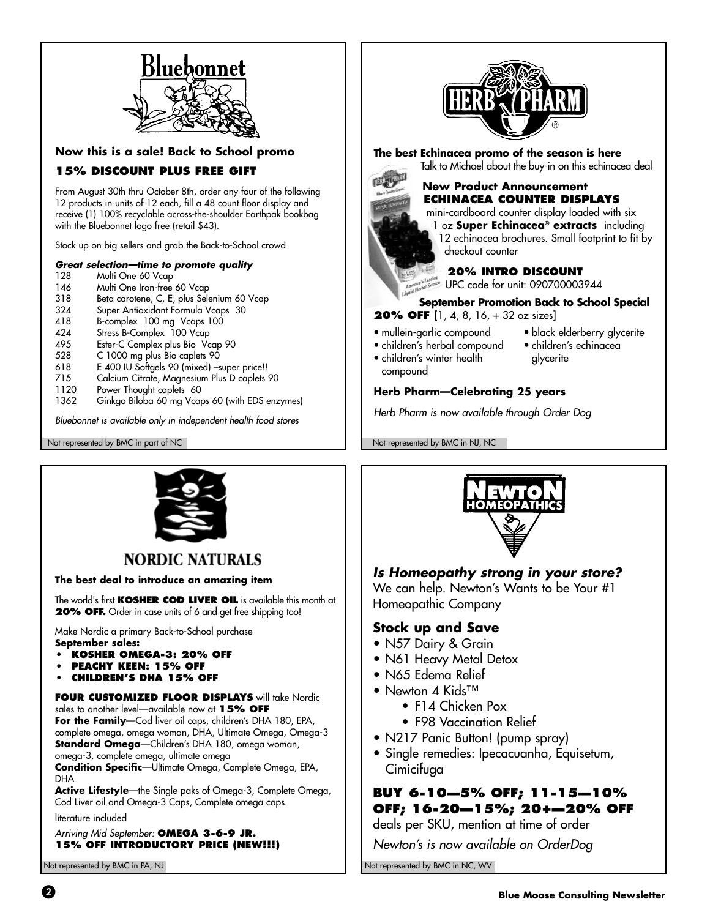## Bluebonnet

### Now this is a sale! Back to School promo

**15% DISCOUNT PLUS FREE GIFT**

From August 30th thru October 8th, order any four of the following 12 products in units of 12 each, fill a 48 count floor display and receive (1) 100% recyclable across-the-shoulder Earthpak bookbag with the Bluebonnet logo free (retail $43).

Stock up on big sellers and grab the Back-to-School crowd

***Great selection—time to promote quality***

| | |
|---|---|
| 128 | Multi One 60 Vcap |
| 146 | Multi One Iron-free 60 Vcap |
| 318 | Beta carotene, C, E, plus Selenium 60 Vcap |
| 324 | Super Antioxidant Formula Vcaps 30 |
| 418 | B-complex 100 mg Vcaps 100 |
| 424 | Stress B-Complex 100 Vcap |
| 495 | Ester-C Complex plus Bio Vcap 90 |
| 528 | C 1000 mg plus Bio caplets 90 |
| 618 | E 400 IU Softgels 90 (mixed) –super price!! |
| 715 | Calcium Citrate, Magnesium Plus D caplets 90 |
| 1120 | Power Thought caplets 60 |
| 1362 | Ginkgo Biloba 60 mg Vcaps 60 (with EDS enzymes) |

*Bluebonnet is available only in independent health food stores*

Not represented by BMC in part of NC

## HERB PHARM

### The best Echinacea promo of the season is here

Talk to Michael about the buy-in on this echinacea deal

**New Product Announcement**
**ECHINACEA COUNTER DISPLAYS**

mini-cardboard counter display loaded with six 1 oz **Super Echinacea® extracts** including 12 echinacea brochures. Small footprint to fit by checkout counter

**20% INTRO DISCOUNT**

UPC code for unit: 090700003944

**September Promotion Back to School Special**

**20% OFF** [1, 4, 8, 16, + 32 oz sizes]

- mullein-garlic compound
- children's herbal compound
- children's winter health compound
- black elderberry glycerite
- children's echinacea glycerite

**Herb Pharm—Celebrating 25 years**

*Herb Pharm is now available through Order Dog*

Not represented by BMC in NJ, NC

## NORDIC NATURALS

### The best deal to introduce an amazing item

The world's first **KOSHER COD LIVER OIL** is available this month at **20% OFF.** Order in case units of 6 and get free shipping too!

Make Nordic a primary Back-to-School purchase

**September sales:**

- **KOSHER OMEGA-3: 20% OFF**
- **PEACHY KEEN: 15% OFF**
- **CHILDREN'S DHA 15% OFF**

**FOUR CUSTOMIZED FLOOR DISPLAYS** will take Nordic sales to another level—available now at **15% OFF**

**For the Family**—Cod liver oil caps, children's DHA 180, EPA, complete omega, omega woman, DHA, Ultimate Omega, Omega-3

**Standard Omega**—Children's DHA 180, omega woman, omega-3, complete omega, ultimate omega

**Condition Specific**—Ultimate Omega, Complete Omega, EPA, DHA

**Active Lifestyle**—the Single paks of Omega-3, Complete Omega, Cod Liver oil and Omega-3 Caps, Complete omega caps.

literature included

*Arriving Mid September:* **OMEGA 3-6-9 JR. 15% OFF INTRODUCTORY PRICE (NEW!!!)**

Not represented by BMC in PA, NJ

## NEWTON HOMEOPATHICS

### *Is Homeopathy strong in your store?*

We can help. Newton's Wants to be Your #1 Homeopathic Company

### Stock up and Save

- N57 Dairy & Grain
- N61 Heavy Metal Detox
- N65 Edema Relief
- Newton 4 Kids™
  - F14 Chicken Pox
  - F98 Vaccination Relief
- N217 Panic Button! (pump spray)
- Single remedies: Ipecacuanha, Equisetum, Cimicifuga

**BUY 6-10—5% OFF; 11-15—10% OFF; 16-20—15%; 20+—20% OFF**

deals per SKU, mention at time of order

*Newton's is now available on OrderDog*

Not represented by BMC in NC, WV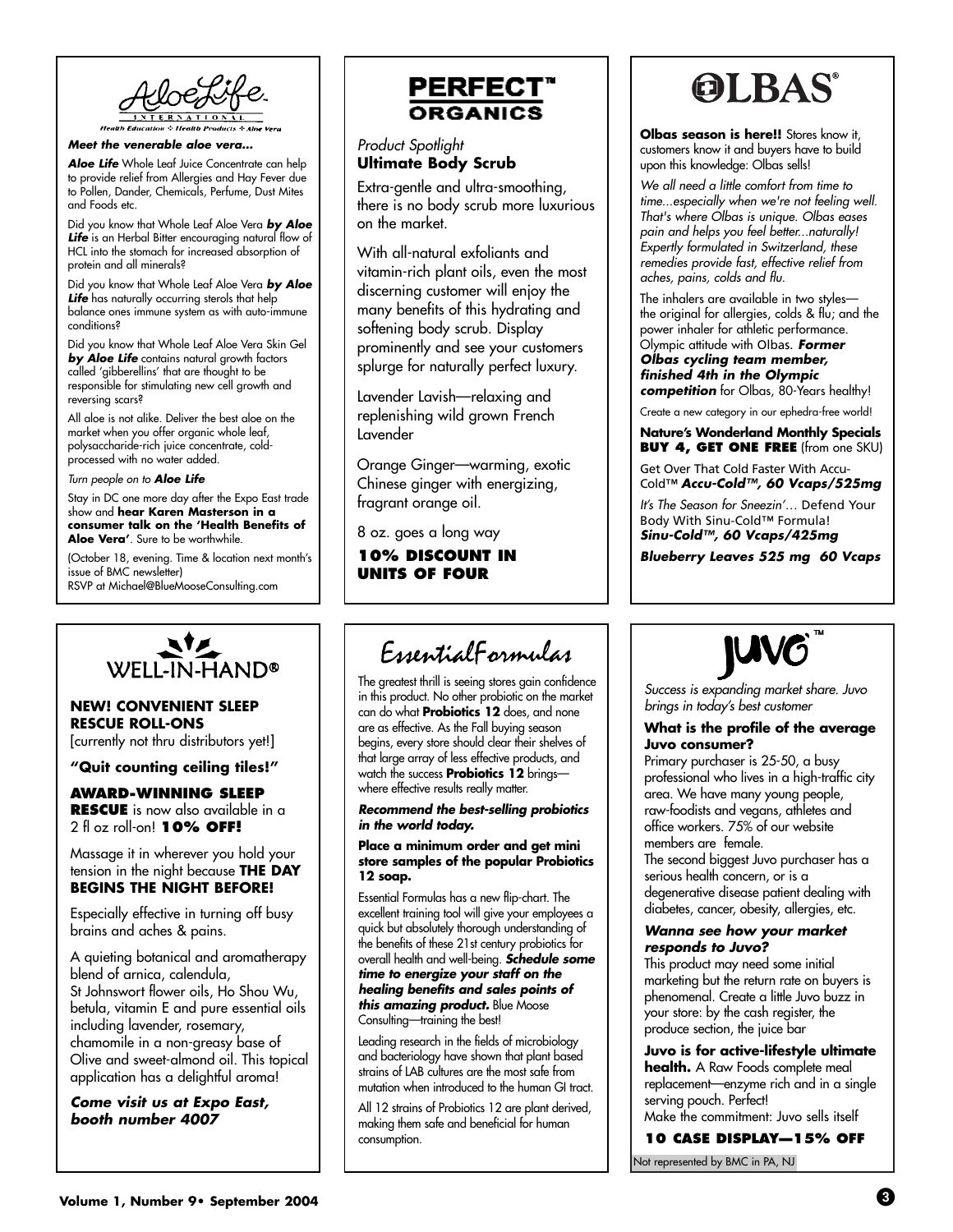## AloeLife International

Health Education ✧ Health Products ✧ Aloe Vera

***Meet the venerable aloe vera...***

***Aloe Life*** Whole Leaf Juice Concentrate can help to provide relief from Allergies and Hay Fever due to Pollen, Dander, Chemicals, Perfume, Dust Mites and Foods etc.

Did you know that Whole Leaf Aloe Vera ***by Aloe Life*** is an Herbal Bitter encouraging natural flow of HCL into the stomach for increased absorption of protein and all minerals?

Did you know that Whole Leaf Aloe Vera ***by Aloe Life*** has naturally occurring sterols that help balance ones immune system as with auto-immune conditions?

Did you know that Whole Leaf Aloe Vera Skin Gel ***by Aloe Life*** contains natural growth factors called 'gibberellins' that are thought to be responsible for stimulating new cell growth and reversing scars?

All aloe is not alike. Deliver the best aloe on the market when you offer organic whole leaf, polysaccharide-rich juice concentrate, cold-processed with no water added.

*Turn people on to* ***Aloe Life***

Stay in DC one more day after the Expo East trade show and **hear Karen Masterson in a consumer talk on the 'Health Benefits of Aloe Vera'**. Sure to be worthwhile.

(October 18, evening. Time & location next month's issue of BMC newsletter)
RSVP at Michael@BlueMooseConsulting.com

## PERFECT™ ORGANICS

*Product Spotlight*
**Ultimate Body Scrub**

Extra-gentle and ultra-smoothing, there is no body scrub more luxurious on the market.

With all-natural exfoliants and vitamin-rich plant oils, even the most discerning customer will enjoy the many benefits of this hydrating and softening body scrub. Display prominently and see your customers splurge for naturally perfect luxury.

Lavender Lavish—relaxing and replenishing wild grown French Lavender

Orange Ginger—warming, exotic Chinese ginger with energizing, fragrant orange oil.

8 oz. goes a long way

**10% DISCOUNT IN UNITS OF FOUR**

## OLBAS®

**Olbas season is here!!** Stores know it, customers know it and buyers have to build upon this knowledge: Olbas sells!

*We all need a little comfort from time to time...especially when we're not feeling well. That's where Olbas is unique. Olbas eases pain and helps you feel better...naturally! Expertly formulated in Switzerland, these remedies provide fast, effective relief from aches, pains, colds and flu.*

The inhalers are available in two styles—the original for allergies, colds & flu; and the power inhaler for athletic performance. Olympic attitude with Olbas. ***Former Olbas cycling team member, finished 4th in the Olympic competition*** for Olbas, 80-Years healthy!

Create a new category in our ephedra-free world!

**Nature's Wonderland Monthly Specials**
**BUY 4, GET ONE FREE** (from one SKU)

Get Over That Cold Faster With Accu-Cold™ ***Accu-Cold™, 60 Vcaps/525mg***

*It's The Season for Sneezin'…* Defend Your Body With Sinu-Cold™ Formula!
***Sinu-Cold™, 60 Vcaps/425mg***

***Blueberry Leaves 525 mg 60 Vcaps***

## WELL-IN-HAND®

**NEW! CONVENIENT SLEEP RESCUE ROLL-ONS**
[currently not thru distributors yet!]

**"Quit counting ceiling tiles!"**

**AWARD-WINNING SLEEP RESCUE** is now also available in a 2 fl oz roll-on! **10% OFF!**

Massage it in wherever you hold your tension in the night because **THE DAY BEGINS THE NIGHT BEFORE!**

Especially effective in turning off busy brains and aches & pains.

A quieting botanical and aromatherapy blend of arnica, calendula, St Johnswort flower oils, Ho Shou Wu, betula, vitamin E and pure essential oils including lavender, rosemary, chamomile in a non-greasy base of Olive and sweet-almond oil. This topical application has a delightful aroma!

***Come visit us at Expo East, booth number 4007***

## EssentialFormulas

The greatest thrill is seeing stores gain confidence in this product. No other probiotic on the market can do what **Probiotics 12** does, and none are as effective. As the Fall buying season begins, every store should clear their shelves of that large array of less effective products, and watch the success **Probiotics 12** brings—where effective results really matter.

***Recommend the best-selling probiotics in the world today.***

**Place a minimum order and get mini store samples of the popular Probiotics 12 soap.**

Essential Formulas has a new flip-chart. The excellent training tool will give your employees a quick but absolutely thorough understanding of the benefits of these 21st century probiotics for overall health and well-being. ***Schedule some time to energize your staff on the healing benefits and sales points of this amazing product.*** Blue Moose Consulting—training the best!

Leading research in the fields of microbiology and bacteriology have shown that plant based strains of LAB cultures are the most safe from mutation when introduced to the human GI tract.

All 12 strains of Probiotics 12 are plant derived, making them safe and beneficial for human consumption.

## JUVO™

*Success is expanding market share. Juvo brings in today's best customer*

**What is the profile of the average Juvo consumer?**

Primary purchaser is 25-50, a busy professional who lives in a high-traffic city area. We have many young people, raw-foodists and vegans, athletes and office workers. 75% of our website members are female.

The second biggest Juvo purchaser has a serious health concern, or is a degenerative disease patient dealing with diabetes, cancer, obesity, allergies, etc.

***Wanna see how your market responds to Juvo?***

This product may need some initial marketing but the return rate on buyers is phenomenal. Create a little Juvo buzz in your store: by the cash register, the produce section, the juice bar

**Juvo is for active-lifestyle ultimate health.** A Raw Foods complete meal replacement—enzyme rich and in a single serving pouch. Perfect!

Make the commitment: Juvo sells itself

**10 CASE DISPLAY—15% OFF**

Not represented by BMC in PA, NJ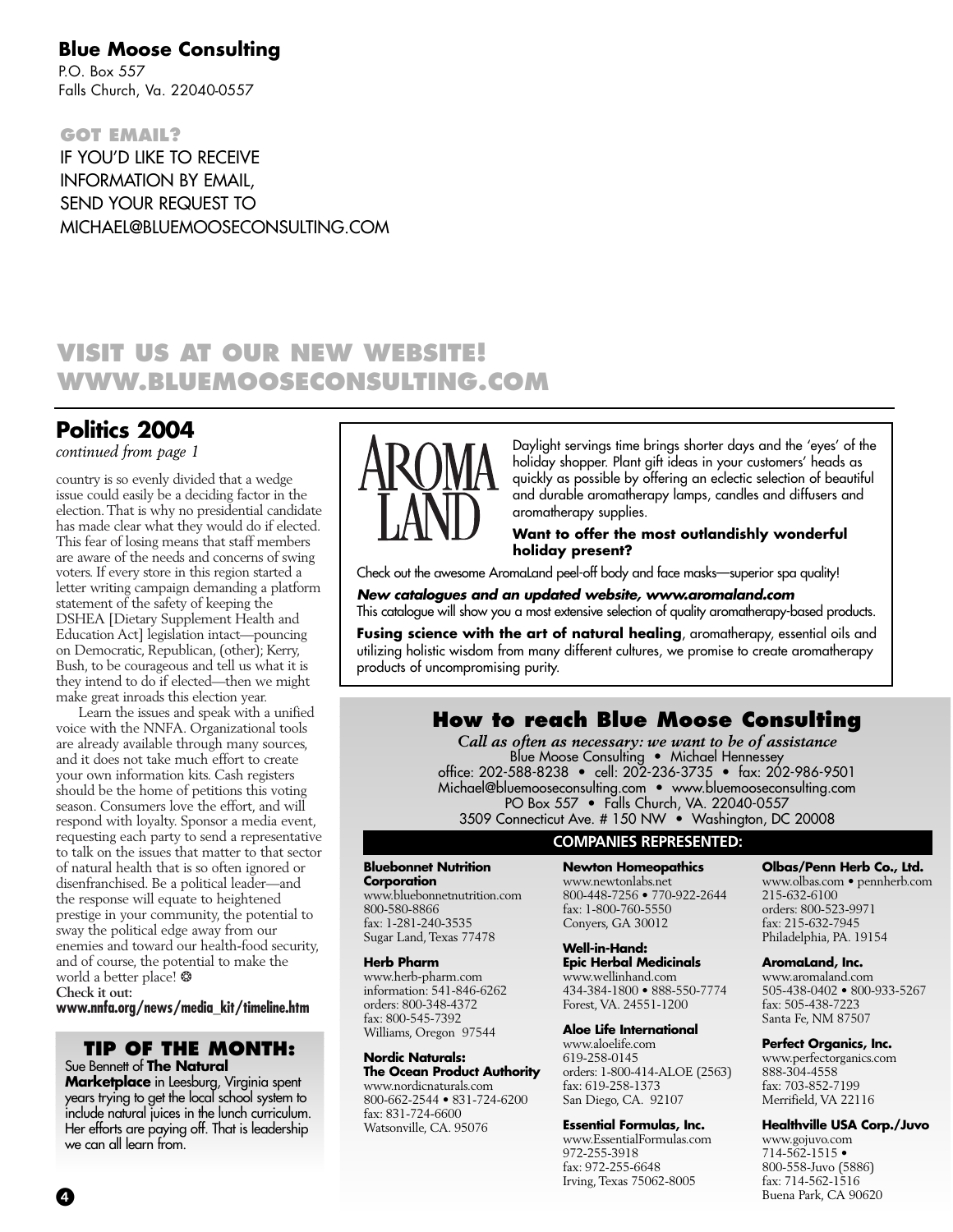**Blue Moose Consulting**
P.O. Box 557
Falls Church, Va. 22040-0557

**GOT EMAIL?**

IF YOU'D LIKE TO RECEIVE INFORMATION BY EMAIL, SEND YOUR REQUEST TO MICHAEL@BLUEMOOSECONSULTING.COM

## VISIT US AT OUR NEW WEBSITE! WWW.BLUEMOOSECONSULTING.COM

## Politics 2004

*continued from page 1*

country is so evenly divided that a wedge issue could easily be a deciding factor in the election. That is why no presidential candidate has made clear what they would do if elected. This fear of losing means that staff members are aware of the needs and concerns of swing voters. If every store in this region started a letter writing campaign demanding a platform statement of the safety of keeping the DSHEA [Dietary Supplement Health and Education Act] legislation intact—pouncing on Democratic, Republican, (other); Kerry, Bush, to be courageous and tell us what it is they intend to do if elected—then we might make great inroads this election year.

Learn the issues and speak with a unified voice with the NNFA. Organizational tools are already available through many sources, and it does not take much effort to create your own information kits. Cash registers should be the home of petitions this voting season. Consumers love the effort, and will respond with loyalty. Sponsor a media event, requesting each party to send a representative to talk on the issues that matter to that sector of natural health that is so often ignored or disenfranchised. Be a political leader—and the response will equate to heightened prestige in your community, the potential to sway the political edge away from our enemies and toward our health-food security, and of course, the potential to make the world a better place! ❂

**Check it out:**
**www.nnfa.org/news/media_kit/timeline.htm**

### TIP OF THE MONTH:

Sue Bennett of **The Natural Marketplace** in Leesburg, Virginia spent years trying to get the local school system to include natural juices in the lunch curriculum. Her efforts are paying off. That is leadership we can all learn from.

AROMA LAND

Daylight servings time brings shorter days and the 'eyes' of the holiday shopper. Plant gift ideas in your customers' heads as quickly as possible by offering an eclectic selection of beautiful and durable aromatherapy lamps, candles and diffusers and aromatherapy supplies.

**Want to offer the most outlandishly wonderful holiday present?**

Check out the awesome AromaLand peel-off body and face masks—superior spa quality!

***New catalogues and an updated website, www.aromaland.com***
This catalogue will show you a most extensive selection of quality aromatherapy-based products.

**Fusing science with the art of natural healing**, aromatherapy, essential oils and utilizing holistic wisdom from many different cultures, we promise to create aromatherapy products of uncompromising purity.

## How to reach Blue Moose Consulting

*Call as often as necessary: we want to be of assistance*
Blue Moose Consulting • Michael Hennessey
office: 202-588-8238 • cell: 202-236-3735 • fax: 202-986-9501
Michael@bluemooseconsulting.com • www.bluemooseconsulting.com
PO Box 557 • Falls Church, VA. 22040-0557
3509 Connecticut Ave. # 150 NW • Washington, DC 20008

### COMPANIES REPRESENTED:

**Bluebonnet Nutrition Corporation**
www.bluebonnetnutrition.com
800-580-8866
fax: 1-281-240-3535
Sugar Land, Texas 77478

**Herb Pharm**
www.herb-pharm.com
information: 541-846-6262
orders: 800-348-4372
fax: 800-545-7392
Williams, Oregon 97544

**Nordic Naturals: The Ocean Product Authority**
www.nordicnaturals.com
800-662-2544 • 831-724-6200
fax: 831-724-6600
Watsonville, CA. 95076

**Newton Homeopathics**
www.newtonlabs.net
800-448-7256 • 770-922-2644
fax: 1-800-760-5550
Conyers, GA 30012

**Well-in-Hand: Epic Herbal Medicinals**
www.wellinhand.com
434-384-1800 • 888-550-7774
Forest, VA. 24551-1200

**Aloe Life International**
www.aloelife.com
619-258-0145
orders: 1-800-414-ALOE (2563)
fax: 619-258-1373
San Diego, CA. 92107

**Essential Formulas, Inc.**
www.EssentialFormulas.com
972-255-3918
fax: 972-255-6648
Irving, Texas 75062-8005

**Olbas/Penn Herb Co., Ltd.**
www.olbas.com • pennherb.com
215-632-6100
orders: 800-523-9971
fax: 215-632-7945
Philadelphia, PA. 19154

**AromaLand, Inc.**
www.aromaland.com
505-438-0402 • 800-933-5267
fax: 505-438-7223
Santa Fe, NM 87507

**Perfect Organics, Inc.**
www.perfectorganics.com
888-304-4558
fax: 703-852-7199
Merrifield, VA 22116

**Healthville USA Corp./Juvo**
www.gojuvo.com
714-562-1515 •
800-558-Juvo (5886)
fax: 714-562-1516
Buena Park, CA 90620